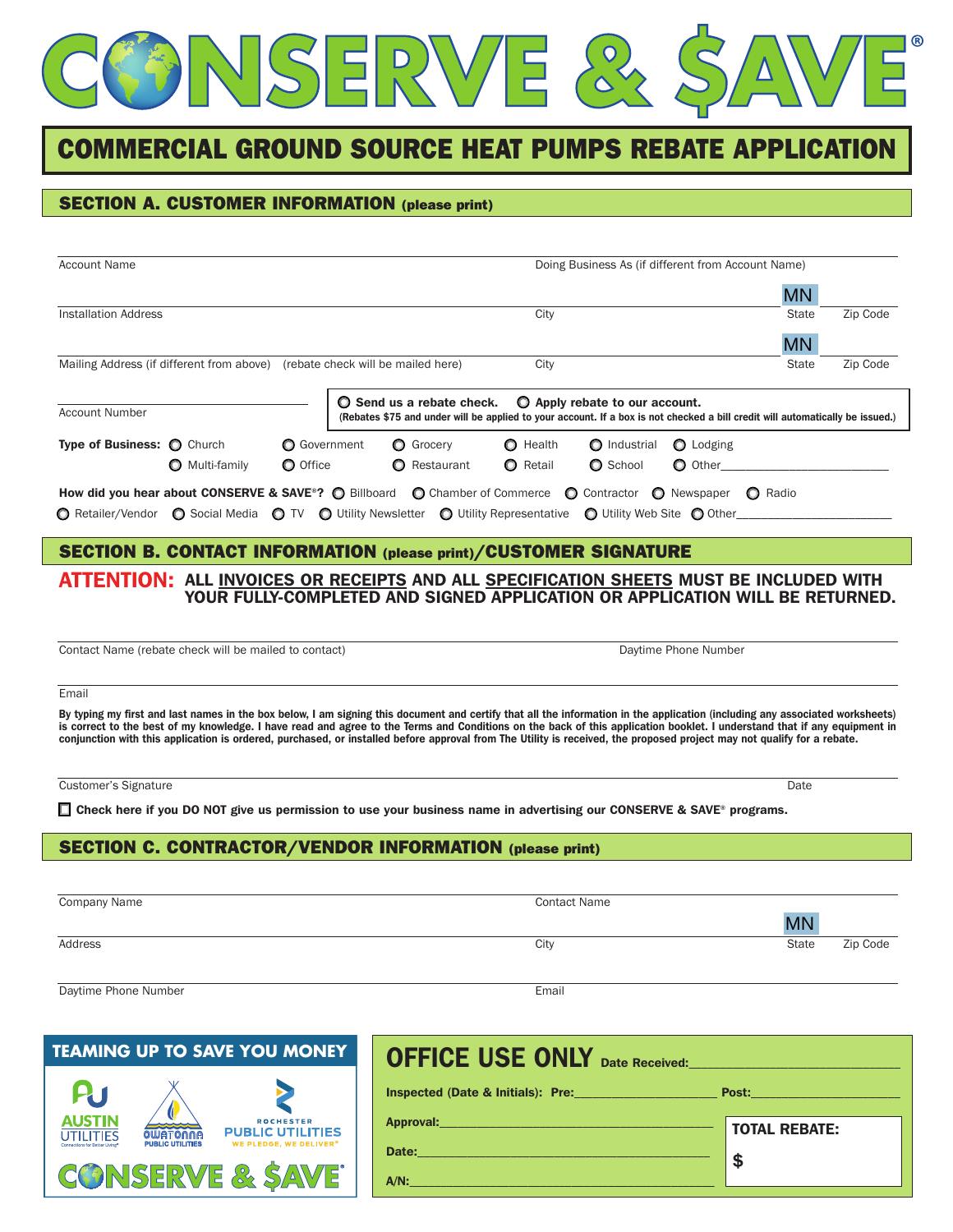# CONSERVE & $AVE®

## COMMERCIAL GROUND SOURCE HEAT PUMPS REBATE APPLICATION

### SECTION A. CUSTOMER INFORMATION (please print)

Account Name | Doing Business As (if different from Account Name)

Installation Address | City | State MN | Zip Code

Mailing Address (if different from above) (rebate check will be mailed here) | City | State MN | Zip Code

Account Number

○ Send us a rebate check. ○ Apply rebate to our account.
(Rebates $75 and under will be applied to your account. If a box is not checked a bill credit will automatically be issued.)

**Type of Business:** ○ Church ○ Government ○ Grocery ○ Health ○ Industrial ○ Lodging ○ Multi-family ○ Office ○ Restaurant ○ Retail ○ School ○ Other____________________

**How did you hear about CONSERVE & SAVE®?** ○ Billboard ○ Chamber of Commerce ○ Contractor ○ Newspaper ○ Radio ○ Retailer/Vendor ○ Social Media ○ TV ○ Utility Newsletter ○ Utility Representative ○ Utility Web Site ○ Other____________________

### SECTION B. CONTACT INFORMATION (please print)/CUSTOMER SIGNATURE

**ATTENTION: ALL INVOICES OR RECEIPTS AND ALL SPECIFICATION SHEETS MUST BE INCLUDED WITH YOUR FULLY-COMPLETED AND SIGNED APPLICATION OR APPLICATION WILL BE RETURNED.**

Contact Name (rebate check will be mailed to contact) | Daytime Phone Number

Email

**By typing my first and last names in the box below, I am signing this document and certify that all the information in the application (including any associated worksheets) is correct to the best of my knowledge. I have read and agree to the Terms and Conditions on the back of this application booklet. I understand that if any equipment in conjunction with this application is ordered, purchased, or installed before approval from The Utility is received, the proposed project may not qualify for a rebate.**

Customer's Signature | Date

☐ **Check here if you DO NOT give us permission to use your business name in advertising our CONSERVE & SAVE® programs.**

### SECTION C. CONTRACTOR/VENDOR INFORMATION (please print)

Company Name | Contact Name

Address | City | State MN | Zip Code

Daytime Phone Number | Email

**TEAMING UP TO SAVE YOU MONEY**

AUSTIN UTILITIES | OWATONNA PUBLIC UTILITIES | ROCHESTER PUBLIC UTILITIES

CONSERVE & $AVE®

**OFFICE USE ONLY** Date Received:____________________

Inspected (Date & Initials): Pre:____________________ Post:____________________

Approval:____________________

Date:____________________

A/N:____________________

**TOTAL REBATE:**

**$**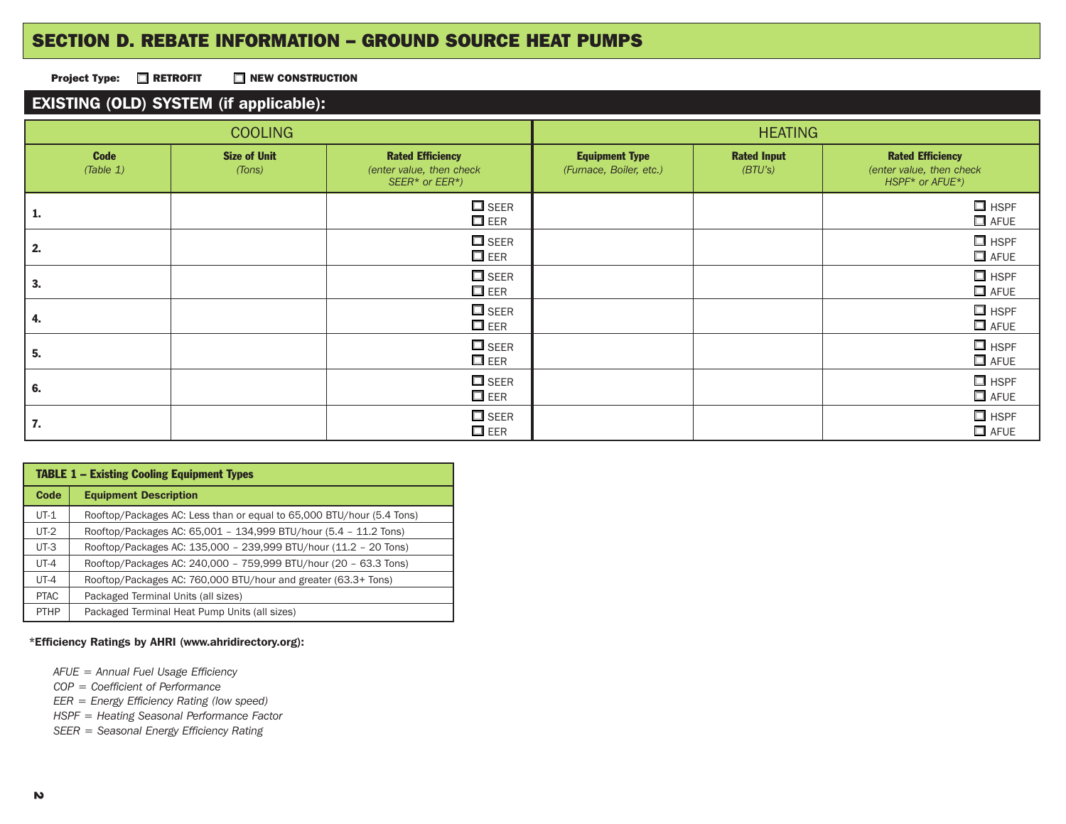## SECTION D. REBATE INFORMATION – GROUND SOURCE HEAT PUMPS

**Project Type:** ☐ **RETROFIT** ☐ **NEW CONSTRUCTION**

### EXISTING (OLD) SYSTEM (if applicable):

| COOLING | | | HEATING | | |
|---|---|---|---|---|---|
| **Code** *(Table 1)* | **Size of Unit** *(Tons)* | **Rated Efficiency** *(enter value, then check SEER* or EER*)* | **Equipment Type** *(Furnace, Boiler, etc.)* | **Rated Input** *(BTU's)* | **Rated Efficiency** *(enter value, then check HSPF* or AFUE*)* |
| **1.** | | ☐ SEER ☐ EER | | | ☐ HSPF ☐ AFUE |
| **2.** | | ☐ SEER ☐ EER | | | ☐ HSPF ☐ AFUE |
| **3.** | | ☐ SEER ☐ EER | | | ☐ HSPF ☐ AFUE |
| **4.** | | ☐ SEER ☐ EER | | | ☐ HSPF ☐ AFUE |
| **5.** | | ☐ SEER ☐ EER | | | ☐ HSPF ☐ AFUE |
| **6.** | | ☐ SEER ☐ EER | | | ☐ HSPF ☐ AFUE |
| **7.** | | ☐ SEER ☐ EER | | | ☐ HSPF ☐ AFUE |

**TABLE 1 – Existing Cooling Equipment Types**

| Code | Equipment Description |
|---|---|
| UT-1 | Rooftop/Packages AC: Less than or equal to 65,000 BTU/hour (5.4 Tons) |
| UT-2 | Rooftop/Packages AC: 65,001 – 134,999 BTU/hour (5.4 – 11.2 Tons) |
| UT-3 | Rooftop/Packages AC: 135,000 – 239,999 BTU/hour (11.2 – 20 Tons) |
| UT-4 | Rooftop/Packages AC: 240,000 – 759,999 BTU/hour (20 – 63.3 Tons) |
| UT-4 | Rooftop/Packages AC: 760,000 BTU/hour and greater (63.3+ Tons) |
| PTAC | Packaged Terminal Units (all sizes) |
| PTHP | Packaged Terminal Heat Pump Units (all sizes) |

***Efficiency Ratings by AHRI (www.ahridirectory.org):**

*AFUE = Annual Fuel Usage Efficiency*
*COP = Coefficient of Performance*
*EER = Energy Efficiency Rating (low speed)*
*HSPF = Heating Seasonal Performance Factor*
*SEER = Seasonal Energy Efficiency Rating*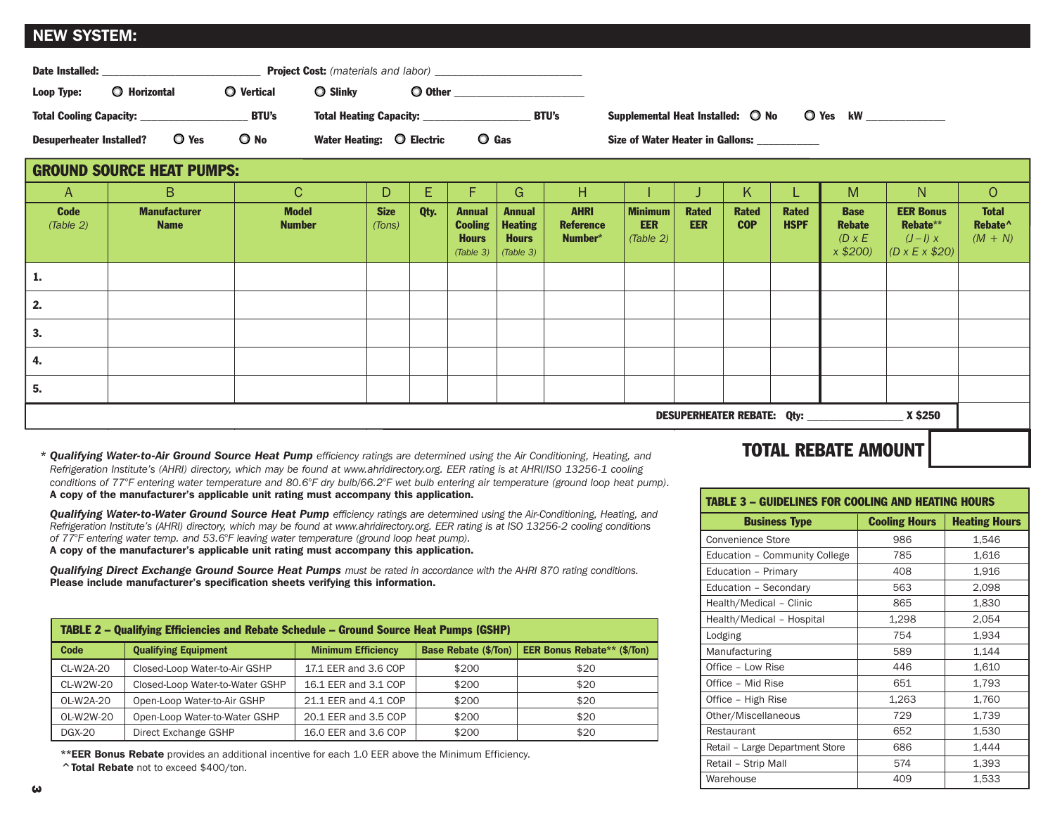## NEW SYSTEM:

**Date Installed:** ___________________________ **Project Cost:** *(materials and labor)* _________________________

**Loop Type:** ○ Horizontal ○ Vertical ○ Slinky ○ Other ______________________

**Total Cooling Capacity:** ___________________ **BTU's** **Total Heating Capacity:** ___________________ **BTU's** **Supplemental Heat Installed:** ○ No ○ Yes **kW** ______________

**Desuperheater Installed?** ○ Yes ○ No **Water Heating:** ○ Electric ○ Gas **Size of Water Heater in Gallons:** ___________

## GROUND SOURCE HEAT PUMPS:

| A | B | C | D | E | F | G | H | I | J | K | L | M | N | O |
|---|---|---|---|---|---|---|---|---|---|---|---|---|---|---|
| **Code** *(Table 2)* | **Manufacturer Name** | **Model Number** | **Size** *(Tons)* | **Qty.** | **Annual Cooling Hours** *(Table 3)* | **Annual Heating Hours** *(Table 3)* | **AHRI Reference Number*** | **Minimum EER** *(Table 2)* | **Rated EER** | **Rated COP** | **Rated HSPF** | **Base Rebate** *(D x E x $200)* | **EER Bonus Rebate**** *(J – I) x (D x E x $20)* | **Total Rebate^** *(M + N)* |
| **1.** | | | | | | | | | | | | | | |
| **2.** | | | | | | | | | | | | | | |
| **3.** | | | | | | | | | | | | | | |
| **4.** | | | | | | | | | | | | | | |
| **5.** | | | | | | | | | | | | | | |

**DESUPERHEATER REBATE: Qty:** _______________ **X $250** ______

**TOTAL REBATE AMOUNT** ______

\* ***Qualifying Water-to-Air Ground Source Heat Pump*** *efficiency ratings are determined using the Air Conditioning, Heating, and Refrigeration Institute's (AHRI) directory, which may be found at www.ahridirectory.org. EER rating is at AHRI/ISO 13256-1 cooling conditions of 77°F entering water temperature and 80.6°F dry bulb/66.2°F wet bulb entering air temperature (ground loop heat pump).*
**A copy of the manufacturer's applicable unit rating must accompany this application.**

***Qualifying Water-to-Water Ground Source Heat Pump*** *efficiency ratings are determined using the Air-Conditioning, Heating, and Refrigeration Institute's (AHRI) directory, which may be found at www.ahridirectory.org. EER rating is at ISO 13256-2 cooling conditions of 77°F entering water temp. and 53.6°F leaving water temperature (ground loop heat pump).*
**A copy of the manufacturer's applicable unit rating must accompany this application.**

***Qualifying Direct Exchange Ground Source Heat Pumps*** *must be rated in accordance with the AHRI 870 rating conditions.*
**Please include manufacturer's specification sheets verifying this information.**

**TABLE 2 – Qualifying Efficiencies and Rebate Schedule – Ground Source Heat Pumps (GSHP)**

| Code | Qualifying Equipment | Minimum Efficiency | Base Rebate ($/Ton) | EER Bonus Rebate** ($/Ton) |
|---|---|---|---|---|
| CL-W2A-20 | Closed-Loop Water-to-Air GSHP | 17.1 EER and 3.6 COP | $200 | $20 |
| CL-W2W-20 | Closed-Loop Water-to-Water GSHP | 16.1 EER and 3.1 COP | $200 | $20 |
| OL-W2A-20 | Open-Loop Water-to-Air GSHP | 21.1 EER and 4.1 COP | $200 | $20 |
| OL-W2W-20 | Open-Loop Water-to-Water GSHP | 20.1 EER and 3.5 COP | $200 | $20 |
| DGX-20 | Direct Exchange GSHP | 16.0 EER and 3.6 COP | $200 | $20 |

****EER Bonus Rebate** provides an additional incentive for each 1.0 EER above the Minimum Efficiency.
^**Total Rebate** not to exceed $400/ton.

**TABLE 3 – GUIDELINES FOR COOLING AND HEATING HOURS**

| Business Type | Cooling Hours | Heating Hours |
|---|---|---|
| Convenience Store | 986 | 1,546 |
| Education – Community College | 785 | 1,616 |
| Education – Primary | 408 | 1,916 |
| Education – Secondary | 563 | 2,098 |
| Health/Medical – Clinic | 865 | 1,830 |
| Health/Medical – Hospital | 1,298 | 2,054 |
| Lodging | 754 | 1,934 |
| Manufacturing | 589 | 1,144 |
| Office – Low Rise | 446 | 1,610 |
| Office – Mid Rise | 651 | 1,793 |
| Office – High Rise | 1,263 | 1,760 |
| Other/Miscellaneous | 729 | 1,739 |
| Restaurant | 652 | 1,530 |
| Retail – Large Department Store | 686 | 1,444 |
| Retail – Strip Mall | 574 | 1,393 |
| Warehouse | 409 | 1,533 |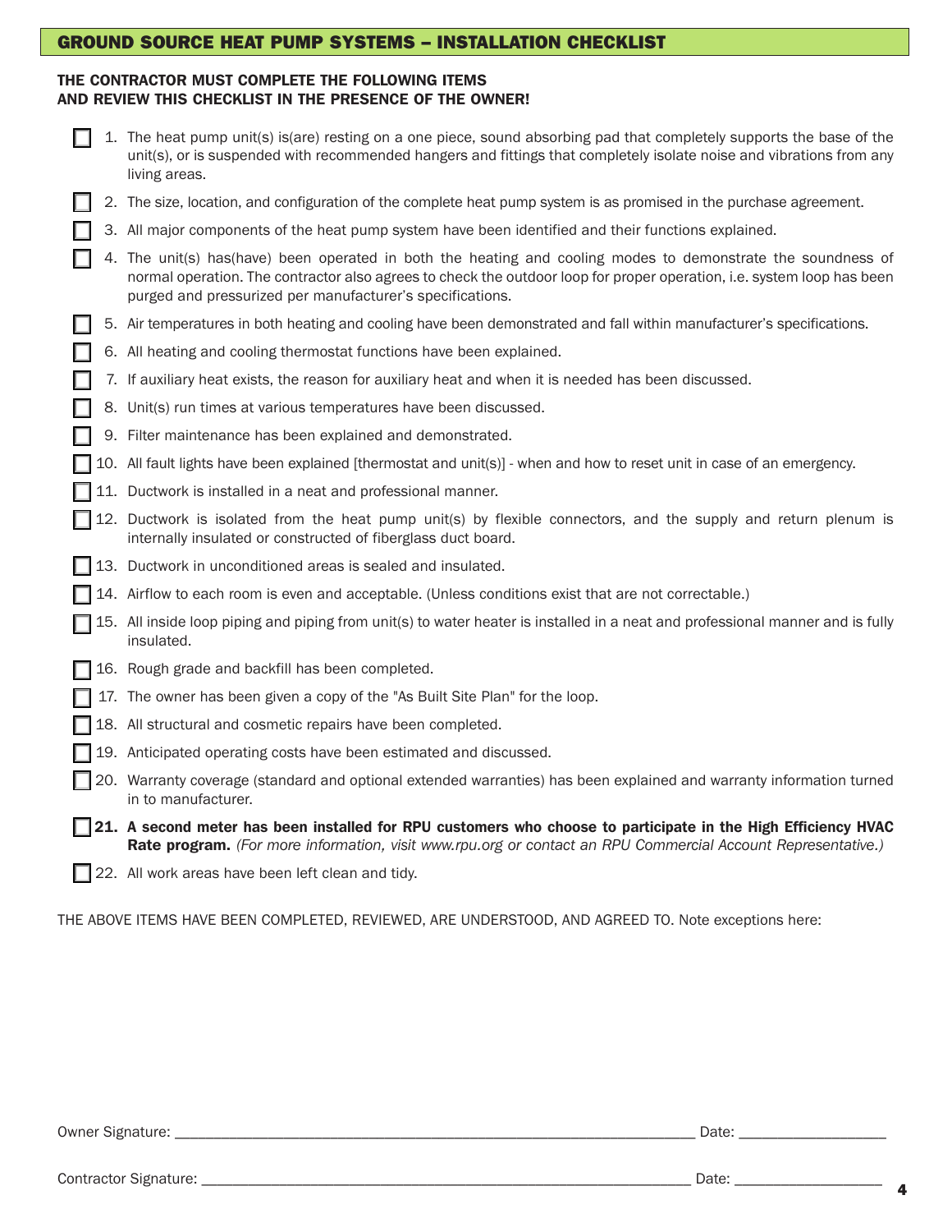## GROUND SOURCE HEAT PUMP SYSTEMS – INSTALLATION CHECKLIST

**THE CONTRACTOR MUST COMPLETE THE FOLLOWING ITEMS AND REVIEW THIS CHECKLIST IN THE PRESENCE OF THE OWNER!**

- ☐ 1. The heat pump unit(s) is(are) resting on a one piece, sound absorbing pad that completely supports the base of the unit(s), or is suspended with recommended hangers and fittings that completely isolate noise and vibrations from any living areas.
- ☐ 2. The size, location, and configuration of the complete heat pump system is as promised in the purchase agreement.
- ☐ 3. All major components of the heat pump system have been identified and their functions explained.
- ☐ 4. The unit(s) has(have) been operated in both the heating and cooling modes to demonstrate the soundness of normal operation. The contractor also agrees to check the outdoor loop for proper operation, i.e. system loop has been purged and pressurized per manufacturer's specifications.
- ☐ 5. Air temperatures in both heating and cooling have been demonstrated and fall within manufacturer's specifications.
- ☐ 6. All heating and cooling thermostat functions have been explained.
- ☐ 7. If auxiliary heat exists, the reason for auxiliary heat and when it is needed has been discussed.
- ☐ 8. Unit(s) run times at various temperatures have been discussed.
- ☐ 9. Filter maintenance has been explained and demonstrated.
- ☐ 10. All fault lights have been explained [thermostat and unit(s)] - when and how to reset unit in case of an emergency.
- ☐ 11. Ductwork is installed in a neat and professional manner.
- ☐ 12. Ductwork is isolated from the heat pump unit(s) by flexible connectors, and the supply and return plenum is internally insulated or constructed of fiberglass duct board.
- ☐ 13. Ductwork in unconditioned areas is sealed and insulated.
- ☐ 14. Airflow to each room is even and acceptable. (Unless conditions exist that are not correctable.)
- ☐ 15. All inside loop piping and piping from unit(s) to water heater is installed in a neat and professional manner and is fully insulated.
- ☐ 16. Rough grade and backfill has been completed.
- ☐ 17. The owner has been given a copy of the "As Built Site Plan" for the loop.
- ☐ 18. All structural and cosmetic repairs have been completed.
- ☐ 19. Anticipated operating costs have been estimated and discussed.
- ☐ 20. Warranty coverage (standard and optional extended warranties) has been explained and warranty information turned in to manufacturer.
- ☐ **21. A second meter has been installed for RPU customers who choose to participate in the High Efficiency HVAC Rate program.** *(For more information, visit www.rpu.org or contact an RPU Commercial Account Representative.)*
- ☐ 22. All work areas have been left clean and tidy.

THE ABOVE ITEMS HAVE BEEN COMPLETED, REVIEWED, ARE UNDERSTOOD, AND AGREED TO. Note exceptions here:

Owner Signature: ______________________________ Date: ______________

Contractor Signature: ______________________________ Date: ______________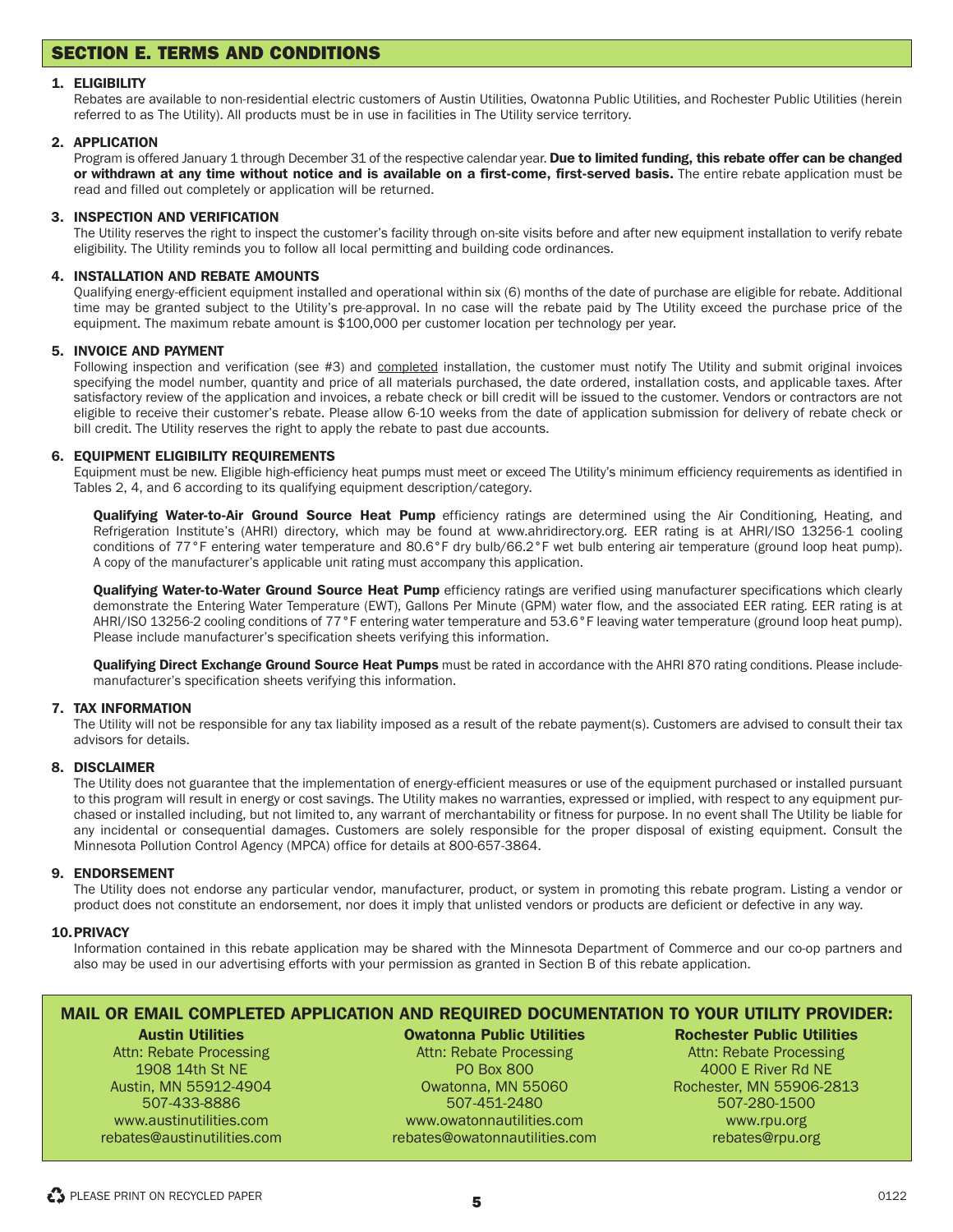## SECTION E. TERMS AND CONDITIONS

### 1. ELIGIBILITY

Rebates are available to non-residential electric customers of Austin Utilities, Owatonna Public Utilities, and Rochester Public Utilities (herein referred to as The Utility). All products must be in use in facilities in The Utility service territory.

### 2. APPLICATION

Program is offered January 1 through December 31 of the respective calendar year. **Due to limited funding, this rebate offer can be changed or withdrawn at any time without notice and is available on a first-come, first-served basis.** The entire rebate application must be read and filled out completely or application will be returned.

### 3. INSPECTION AND VERIFICATION

The Utility reserves the right to inspect the customer's facility through on-site visits before and after new equipment installation to verify rebate eligibility. The Utility reminds you to follow all local permitting and building code ordinances.

### 4. INSTALLATION AND REBATE AMOUNTS

Qualifying energy-efficient equipment installed and operational within six (6) months of the date of purchase are eligible for rebate. Additional time may be granted subject to the Utility's pre-approval. In no case will the rebate paid by The Utility exceed the purchase price of the equipment. The maximum rebate amount is $100,000 per customer location per technology per year.

### 5. INVOICE AND PAYMENT

Following inspection and verification (see #3) and completed installation, the customer must notify The Utility and submit original invoices specifying the model number, quantity and price of all materials purchased, the date ordered, installation costs, and applicable taxes. After satisfactory review of the application and invoices, a rebate check or bill credit will be issued to the customer. Vendors or contractors are not eligible to receive their customer's rebate. Please allow 6-10 weeks from the date of application submission for delivery of rebate check or bill credit. The Utility reserves the right to apply the rebate to past due accounts.

### 6. EQUIPMENT ELIGIBILITY REQUIREMENTS

Equipment must be new. Eligible high-efficiency heat pumps must meet or exceed The Utility's minimum efficiency requirements as identified in Tables 2, 4, and 6 according to its qualifying equipment description/category.

**Qualifying Water-to-Air Ground Source Heat Pump** efficiency ratings are determined using the Air Conditioning, Heating, and Refrigeration Institute's (AHRI) directory, which may be found at www.ahridirectory.org. EER rating is at AHRI/ISO 13256-1 cooling conditions of 77°F entering water temperature and 80.6°F dry bulb/66.2°F wet bulb entering air temperature (ground loop heat pump). A copy of the manufacturer's applicable unit rating must accompany this application.

**Qualifying Water-to-Water Ground Source Heat Pump** efficiency ratings are verified using manufacturer specifications which clearly demonstrate the Entering Water Temperature (EWT), Gallons Per Minute (GPM) water flow, and the associated EER rating. EER rating is at AHRI/ISO 13256-2 cooling conditions of 77°F entering water temperature and 53.6°F leaving water temperature (ground loop heat pump). Please include manufacturer's specification sheets verifying this information.

**Qualifying Direct Exchange Ground Source Heat Pumps** must be rated in accordance with the AHRI 870 rating conditions. Please include manufacturer's specification sheets verifying this information.

### 7. TAX INFORMATION

The Utility will not be responsible for any tax liability imposed as a result of the rebate payment(s). Customers are advised to consult their tax advisors for details.

### 8. DISCLAIMER

The Utility does not guarantee that the implementation of energy-efficient measures or use of the equipment purchased or installed pursuant to this program will result in energy or cost savings. The Utility makes no warranties, expressed or implied, with respect to any equipment purchased or installed including, but not limited to, any warrant of merchantability or fitness for purpose. In no event shall The Utility be liable for any incidental or consequential damages. Customers are solely responsible for the proper disposal of existing equipment. Consult the Minnesota Pollution Control Agency (MPCA) office for details at 800-657-3864.

### 9. ENDORSEMENT

The Utility does not endorse any particular vendor, manufacturer, product, or system in promoting this rebate program. Listing a vendor or product does not constitute an endorsement, nor does it imply that unlisted vendors or products are deficient or defective in any way.

### 10. PRIVACY

Information contained in this rebate application may be shared with the Minnesota Department of Commerce and our co-op partners and also may be used in our advertising efforts with your permission as granted in Section B of this rebate application.

## MAIL OR EMAIL COMPLETED APPLICATION AND REQUIRED DOCUMENTATION TO YOUR UTILITY PROVIDER:

**Austin Utilities**
Attn: Rebate Processing
1908 14th St NE
Austin, MN 55912-4904
507-433-8886
www.austinutilities.com
rebates@austinutilities.com

**Owatonna Public Utilities**
Attn: Rebate Processing
PO Box 800
Owatonna, MN 55060
507-451-2480
www.owatonnautilities.com
rebates@owatonnautilities.com

**Rochester Public Utilities**
Attn: Rebate Processing
4000 E River Rd NE
Rochester, MN 55906-2813
507-280-1500
www.rpu.org
rebates@rpu.org

PLEASE PRINT ON RECYCLED PAPER

0122